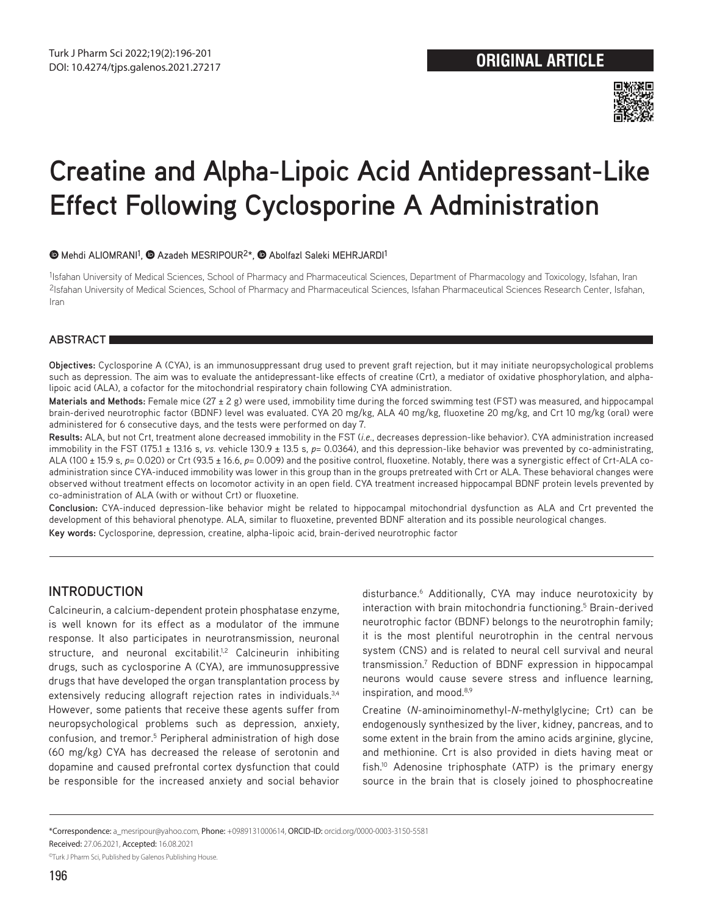ORIGINAL ARTICLE

# Creatine and Alpha-Lipoic Acid Antidepressant-Like Effect Following Cyclosporine A Administration

Mehdi ALIOMRANI[1], Azadeh MESRIPOUR[2]*, Abolfazl Saleki MEHRJARDI[1]

[1]Isfahan University of Medical Sciences, School of Pharmacy and Pharmaceutical Sciences, Department of Pharmacology and Toxicology, Isfahan, Iran
[2]Isfahan University of Medical Sciences, School of Pharmacy and Pharmaceutical Sciences, Isfahan Pharmaceutical Sciences Research Center, Isfahan, Iran

## ABSTRACT

**Objectives:** Cyclosporine A (CYA), is an immunosuppressant drug used to prevent graft rejection, but it may initiate neuropsychological problems such as depression. The aim was to evaluate the antidepressant-like effects of creatine (Crt), a mediator of oxidative phosphorylation, and alpha-lipoic acid (ALA), a cofactor for the mitochondrial respiratory chain following CYA administration.

**Materials and Methods:** Female mice (27 ± 2 g) were used, immobility time during the forced swimming test (FST) was measured, and hippocampal brain-derived neurotrophic factor (BDNF) level was evaluated. CYA 20 mg/kg, ALA 40 mg/kg, fluoxetine 20 mg/kg, and Crt 10 mg/kg (oral) were administered for 6 consecutive days, and the tests were performed on day 7.

**Results:** ALA, but not Crt, treatment alone decreased immobility in the FST (*i.e.*, decreases depression-like behavior). CYA administration increased immobility in the FST (175.1 ± 13.16 s, *vs.* vehicle 130.9 ± 13.5 s, *p*= 0.0364), and this depression-like behavior was prevented by co-administrating, ALA (100 ± 15.9 s, *p*= 0.020) or Crt (93.5 ± 16.6, *p*= 0.009) and the positive control, fluoxetine. Notably, there was a synergistic effect of Crt-ALA co-administration since CYA-induced immobility was lower in this group than in the groups pretreated with Crt or ALA. These behavioral changes were observed without treatment effects on locomotor activity in an open field. CYA treatment increased hippocampal BDNF protein levels prevented by co-administration of ALA (with or without Crt) or fluoxetine.

**Conclusion:** CYA-induced depression-like behavior might be related to hippocampal mitochondrial dysfunction as ALA and Crt prevented the development of this behavioral phenotype. ALA, similar to fluoxetine, prevented BDNF alteration and its possible neurological changes.

**Key words:** Cyclosporine, depression, creatine, alpha-lipoic acid, brain-derived neurotrophic factor

## INTRODUCTION

Calcineurin, a calcium-dependent protein phosphatase enzyme, is well known for its effect as a modulator of the immune response. It also participates in neurotransmission, neuronal structure, and neuronal excitabilit.[1,2] Calcineurin inhibiting drugs, such as cyclosporine A (CYA), are immunosuppressive drugs that have developed the organ transplantation process by extensively reducing allograft rejection rates in individuals.[3,4] However, some patients that receive these agents suffer from neuropsychological problems such as depression, anxiety, confusion, and tremor.[5] Peripheral administration of high dose (60 mg/kg) CYA has decreased the release of serotonin and dopamine and caused prefrontal cortex dysfunction that could be responsible for the increased anxiety and social behavior disturbance.[6] Additionally, CYA may induce neurotoxicity by interaction with brain mitochondria functioning.[5] Brain-derived neurotrophic factor (BDNF) belongs to the neurotrophin family; it is the most plentiful neurotrophin in the central nervous system (CNS) and is related to neural cell survival and neural transmission.[7] Reduction of BDNF expression in hippocampal neurons would cause severe stress and influence learning, inspiration, and mood.[8,9]

Creatine (*N*-aminoiminomethyl-*N*-methylglycine; Crt) can be endogenously synthesized by the liver, kidney, pancreas, and to some extent in the brain from the amino acids arginine, glycine, and methionine. Crt is also provided in diets having meat or fish.[10] Adenosine triphosphate (ATP) is the primary energy source in the brain that is closely joined to phosphocreatine

*Correspondence: a_mesripour@yahoo.com, Phone: +0989131000614, ORCID-ID: orcid.org/0000-0003-3150-5581
Received: 27.06.2021, Accepted: 16.08.2021
©Turk J Pharm Sci, Published by Galenos Publishing House.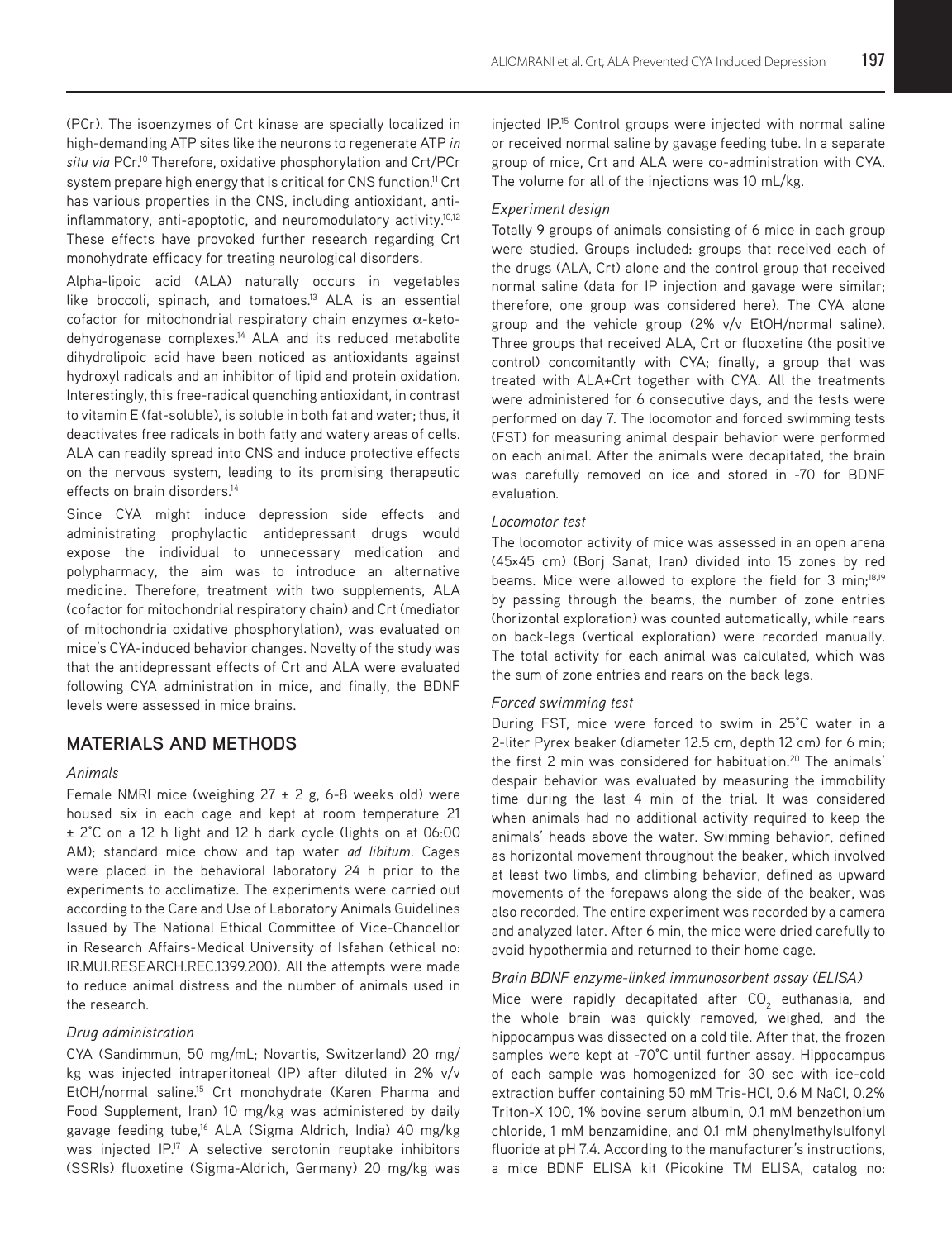(PCr). The isoenzymes of Crt kinase are specially localized in high-demanding ATP sites like the neurons to regenerate ATP *in situ via* PCr.[10] Therefore, oxidative phosphorylation and Crt/PCr system prepare high energy that is critical for CNS function.[11] Crt has various properties in the CNS, including antioxidant, anti-inflammatory, anti-apoptotic, and neuromodulatory activity.[10,12] These effects have provoked further research regarding Crt monohydrate efficacy for treating neurological disorders.

Alpha-lipoic acid (ALA) naturally occurs in vegetables like broccoli, spinach, and tomatoes.[13] ALA is an essential cofactor for mitochondrial respiratory chain enzymes α-keto-dehydrogenase complexes.[14] ALA and its reduced metabolite dihydrolipoic acid have been noticed as antioxidants against hydroxyl radicals and an inhibitor of lipid and protein oxidation. Interestingly, this free-radical quenching antioxidant, in contrast to vitamin E (fat-soluble), is soluble in both fat and water; thus, it deactivates free radicals in both fatty and watery areas of cells. ALA can readily spread into CNS and induce protective effects on the nervous system, leading to its promising therapeutic effects on brain disorders.[14]

Since CYA might induce depression side effects and administrating prophylactic antidepressant drugs would expose the individual to unnecessary medication and polypharmacy, the aim was to introduce an alternative medicine. Therefore, treatment with two supplements, ALA (cofactor for mitochondrial respiratory chain) and Crt (mediator of mitochondria oxidative phosphorylation), was evaluated on mice's CYA-induced behavior changes. Novelty of the study was that the antidepressant effects of Crt and ALA were evaluated following CYA administration in mice, and finally, the BDNF levels were assessed in mice brains.

## MATERIALS AND METHODS

### *Animals*

Female NMRI mice (weighing 27 ± 2 g, 6-8 weeks old) were housed six in each cage and kept at room temperature 21 ± 2°C on a 12 h light and 12 h dark cycle (lights on at 06:00 AM); standard mice chow and tap water *ad libitum*. Cages were placed in the behavioral laboratory 24 h prior to the experiments to acclimatize. The experiments were carried out according to the Care and Use of Laboratory Animals Guidelines Issued by The National Ethical Committee of Vice-Chancellor in Research Affairs-Medical University of Isfahan (ethical no: IR.MUI.RESEARCH.REC.1399.200). All the attempts were made to reduce animal distress and the number of animals used in the research.

### *Drug administration*

CYA (Sandimmun, 50 mg/mL; Novartis, Switzerland) 20 mg/kg was injected intraperitoneal (IP) after diluted in 2% v/v EtOH/normal saline.[15] Crt monohydrate (Karen Pharma and Food Supplement, Iran) 10 mg/kg was administered by daily gavage feeding tube,[16] ALA (Sigma Aldrich, India) 40 mg/kg was injected IP.[17] A selective serotonin reuptake inhibitors (SSRIs) fluoxetine (Sigma-Aldrich, Germany) 20 mg/kg was injected IP.[15] Control groups were injected with normal saline or received normal saline by gavage feeding tube. In a separate group of mice, Crt and ALA were co-administration with CYA. The volume for all of the injections was 10 mL/kg.

### *Experiment design*

Totally 9 groups of animals consisting of 6 mice in each group were studied. Groups included: groups that received each of the drugs (ALA, Crt) alone and the control group that received normal saline (data for IP injection and gavage were similar; therefore, one group was considered here). The CYA alone group and the vehicle group (2% v/v EtOH/normal saline). Three groups that received ALA, Crt or fluoxetine (the positive control) concomitantly with CYA; finally, a group that was treated with ALA+Crt together with CYA. All the treatments were administered for 6 consecutive days, and the tests were performed on day 7. The locomotor and forced swimming tests (FST) for measuring animal despair behavior were performed on each animal. After the animals were decapitated, the brain was carefully removed on ice and stored in -70 for BDNF evaluation.

### *Locomotor test*

The locomotor activity of mice was assessed in an open arena (45×45 cm) (Borj Sanat, Iran) divided into 15 zones by red beams. Mice were allowed to explore the field for 3 min;[18,19] by passing through the beams, the number of zone entries (horizontal exploration) was counted automatically, while rears on back-legs (vertical exploration) were recorded manually. The total activity for each animal was calculated, which was the sum of zone entries and rears on the back legs.

### *Forced swimming test*

During FST, mice were forced to swim in 25°C water in a 2-liter Pyrex beaker (diameter 12.5 cm, depth 12 cm) for 6 min; the first 2 min was considered for habituation.[20] The animals' despair behavior was evaluated by measuring the immobility time during the last 4 min of the trial. It was considered when animals had no additional activity required to keep the animals' heads above the water. Swimming behavior, defined as horizontal movement throughout the beaker, which involved at least two limbs, and climbing behavior, defined as upward movements of the forepaws along the side of the beaker, was also recorded. The entire experiment was recorded by a camera and analyzed later. After 6 min, the mice were dried carefully to avoid hypothermia and returned to their home cage.

### *Brain BDNF enzyme-linked immunosorbent assay (ELISA)*

Mice were rapidly decapitated after $CO_2$ euthanasia, and the whole brain was quickly removed, weighed, and the hippocampus was dissected on a cold tile. After that, the frozen samples were kept at -70°C until further assay. Hippocampus of each sample was homogenized for 30 sec with ice-cold extraction buffer containing 50 mM Tris-HCl, 0.6 M NaCl, 0.2% Triton-X 100, 1% bovine serum albumin, 0.1 mM benzethonium chloride, 1 mM benzamidine, and 0.1 mM phenylmethylsulfonyl fluoride at pH 7.4. According to the manufacturer's instructions, a mice BDNF ELISA kit (Picokine TM ELISA, catalog no: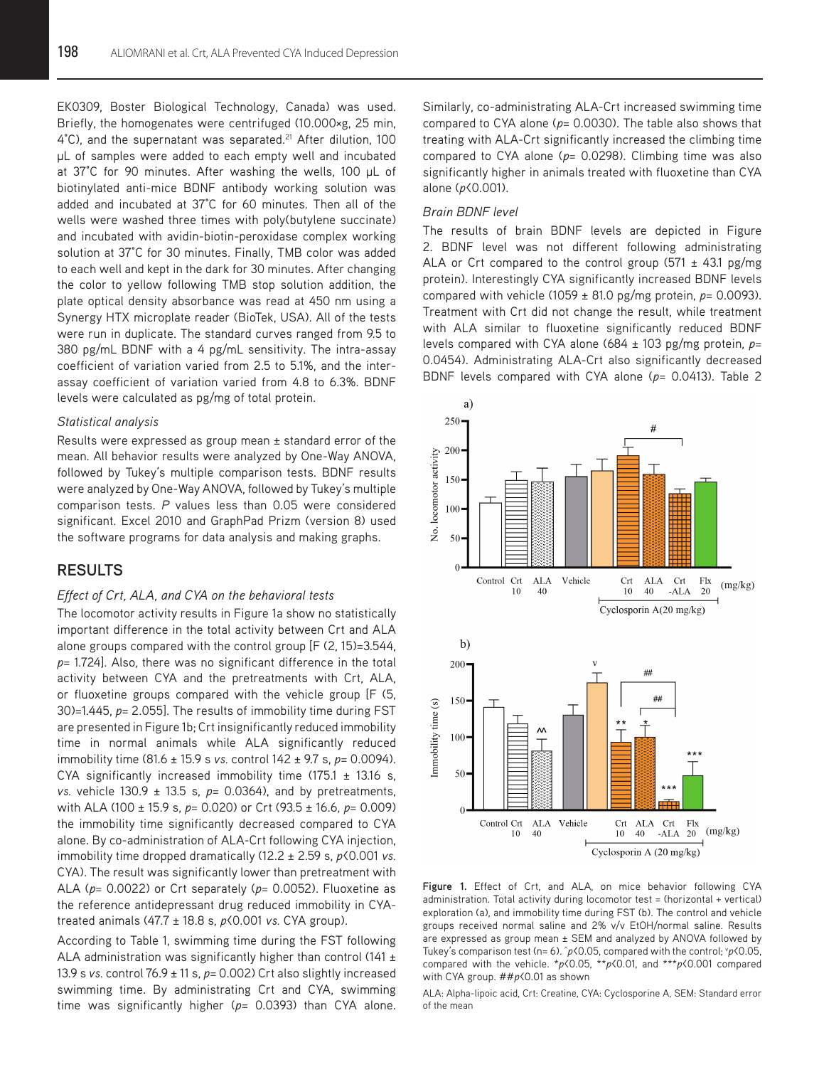EK0309, Boster Biological Technology, Canada) was used. Briefly, the homogenates were centrifuged (10.000×g, 25 min, 4°C), and the supernatant was separated.[21] After dilution, 100 μL of samples were added to each empty well and incubated at 37°C for 90 minutes. After washing the wells, 100 μL of biotinylated anti-mice BDNF antibody working solution was added and incubated at 37°C for 60 minutes. Then all of the wells were washed three times with poly(butylene succinate) and incubated with avidin-biotin-peroxidase complex working solution at 37°C for 30 minutes. Finally, TMB color was added to each well and kept in the dark for 30 minutes. After changing the color to yellow following TMB stop solution addition, the plate optical density absorbance was read at 450 nm using a Synergy HTX microplate reader (BioTek, USA). All of the tests were run in duplicate. The standard curves ranged from 9.5 to 380 pg/mL BDNF with a 4 pg/mL sensitivity. The intra-assay coefficient of variation varied from 2.5 to 5.1%, and the inter-assay coefficient of variation varied from 4.8 to 6.3%. BDNF levels were calculated as pg/mg of total protein.

### *Statistical analysis*

Results were expressed as group mean ± standard error of the mean. All behavior results were analyzed by One-Way ANOVA, followed by Tukey's multiple comparison tests. BDNF results were analyzed by One-Way ANOVA, followed by Tukey's multiple comparison tests. *P* values less than 0.05 were considered significant. Excel 2010 and GraphPad Prizm (version 8) used the software programs for data analysis and making graphs.

## RESULTS

### *Effect of Crt, ALA, and CYA on the behavioral tests*

The locomotor activity results in Figure 1a show no statistically important difference in the total activity between Crt and ALA alone groups compared with the control group [F (2, 15)=3.544, *p*= 1.724]. Also, there was no significant difference in the total activity between CYA and the pretreatments with Crt, ALA, or fluoxetine groups compared with the vehicle group [F (5, 30)=1.445, *p*= 2.055]. The results of immobility time during FST are presented in Figure 1b; Crt insignificantly reduced immobility time in normal animals while ALA significantly reduced immobility time (81.6 ± 15.9 s *vs.* control 142 ± 9.7 s, *p*= 0.0094). CYA significantly increased immobility time (175.1 ± 13.16 s, *vs.* vehicle 130.9 ± 13.5 s, *p*= 0.0364), and by pretreatments, with ALA (100 ± 15.9 s, *p*= 0.020) or Crt (93.5 ± 16.6, *p*= 0.009) the immobility time significantly decreased compared to CYA alone. By co-administration of ALA-Crt following CYA injection, immobility time dropped dramatically (12.2 ± 2.59 s, *p*<0.001 *vs.* CYA). The result was significantly lower than pretreatment with ALA (*p*= 0.0022) or Crt separately (*p*= 0.0052). Fluoxetine as the reference antidepressant drug reduced immobility in CYA-treated animals (47.7 ± 18.8 s, *p*<0.001 *vs.* CYA group).

According to Table 1, swimming time during the FST following ALA administration was significantly higher than control (141 ± 13.9 s *vs.* control 76.9 ± 11 s, *p*= 0.002) Crt also slightly increased swimming time. By administrating Crt and CYA, swimming time was significantly higher (*p*= 0.0393) than CYA alone. Similarly, co-administrating ALA-Crt increased swimming time compared to CYA alone (*p*= 0.0030). The table also shows that treating with ALA-Crt significantly increased the climbing time compared to CYA alone (*p*= 0.0298). Climbing time was also significantly higher in animals treated with fluoxetine than CYA alone (*p*<0.001).

### *Brain BDNF level*

The results of brain BDNF levels are depicted in Figure 2. BDNF level was not different following administrating ALA or Crt compared to the control group (571 ± 43.1 pg/mg protein). Interestingly CYA significantly increased BDNF levels compared with vehicle (1059 ± 81.0 pg/mg protein, *p*= 0.0093). Treatment with Crt did not change the result, while treatment with ALA similar to fluoxetine significantly reduced BDNF levels compared with CYA alone (684 ± 103 pg/mg protein, *p*= 0.0454). Administrating ALA-Crt also significantly decreased BDNF levels compared with CYA alone (*p*= 0.0413). Table 2

**Figure 1.** Effect of Crt, and ALA, on mice behavior following CYA administration. Total activity during locomotor test = (horizontal + vertical) exploration (a), and immobility time during FST (b). The control and vehicle groups received normal saline and 2% v/v EtOH/normal saline. Results are expressed as group mean ± SEM and analyzed by ANOVA followed by Tukey's comparison test (n= 6). ^*p*<0.05, compared with the control; ᵛ*p*<0.05, compared with the vehicle. \**p*<0.05, \*\**p*<0.01, and \*\*\**p*<0.001 compared with CYA group. ##*p*<0.01 as shown

ALA: Alpha-lipoic acid, Crt: Creatine, CYA: Cyclosporine A, SEM: Standard error of the mean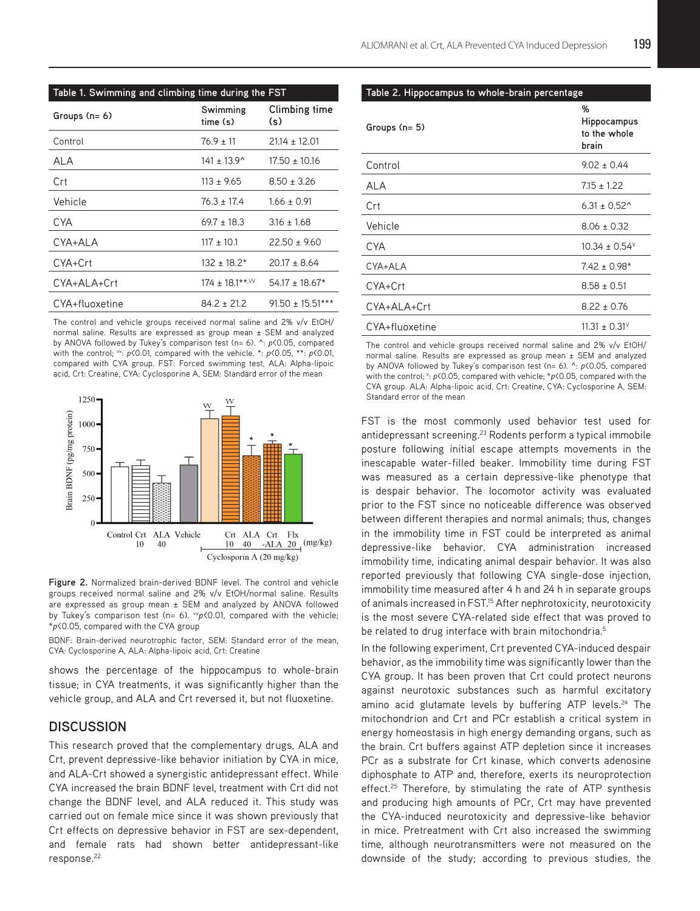**Table 1. Swimming and climbing time during the FST**

| Groups (n= 6) | Swimming time (s) | Climbing time (s) |
|---|---|---|
| Control | 76.9 ± 11 | 21.14 ± 12.01 |
| ALA | 141 ± 13.9^ | 17.50 ± 10.16 |
| Crt | 113 ± 9.65 | 8.50 ± 3.26 |
| Vehicle | 76.3 ± 17.4 | 1.66 ± 0.91 |
| CYA | 69.7 ± 18.3 | 3.16 ± 1.68 |
| CYA+ALA | 117 ± 10.1 | 22.50 ± 9.60 |
| CYA+Crt | 132 ± 18.2* | 20.17 ± 8.64 |
| CYA+ALA+Crt | 174 ± 18.1**,VV | 54.17 ± 18.67* |
| CYA+fluoxetine | 84.2 ± 21.2 | 91.50 ± 15.51*** |

The control and vehicle groups received normal saline and 2% v/v EtOH/ normal saline. Results are expressed as group mean ± SEM and analyzed by ANOVA followed by Tukey's comparison test (n= 6). ^: $p<0.05$, compared with the control; VV: $p<0.01$, compared with the vehicle. *: $p<0.05$, **: $p<0.01$, compared with CYA group. FST: Forced swimming test, ALA: Alpha-lipoic acid, Crt: Creatine, CYA: Cyclosporine A, SEM: Standard error of the mean

**Figure 2.** Normalized brain-derived BDNF level. The control and vehicle groups received normal saline and 2% v/v EtOH/normal saline. Results are expressed as group mean ± SEM and analyzed by ANOVA followed by Tukey's comparison test (n= 6). VV$p<0.01$, compared with the vehicle; *$p<0.05$, compared with the CYA group

BDNF: Brain-derived neurotrophic factor, SEM: Standard error of the mean, CYA: Cyclosporine A, ALA: Alpha-lipoic acid, Crt: Creatine

shows the percentage of the hippocampus to whole-brain tissue; in CYA treatments, it was significantly higher than the vehicle group, and ALA and Crt reversed it, but not fluoxetine.

## DISCUSSION

This research proved that the complementary drugs, ALA and Crt, prevent depressive-like behavior initiation by CYA in mice, and ALA-Crt showed a synergistic antidepressant effect. While CYA increased the brain BDNF level, treatment with Crt did not change the BDNF level, and ALA reduced it. This study was carried out on female mice since it was shown previously that Crt effects on depressive behavior in FST are sex-dependent, and female rats had shown better antidepressant-like response.[22]

**Table 2. Hippocampus to whole-brain percentage**

| Groups (n= 5) | % Hippocampus to the whole brain |
|---|---|
| Control | 9.02 ± 0.44 |
| ALA | 7.15 ± 1.22 |
| Crt | 6.31 ± 0.52^ |
| Vehicle | 8.06 ± 0.32 |
| CYA | 10.34 ± 0.54V |
| CYA+ALA | 7.42 ± 0.98* |
| CYA+Crt | 8.58 ± 0.51 |
| CYA+ALA+Crt | 8.22 ± 0.76 |
| CYA+fluoxetine | 11.31 ± 0.31V |

The control and vehicle groups received normal saline and 2% v/v EtOH/ normal saline. Results are expressed as group mean ± SEM and analyzed by ANOVA followed by Tukey's comparison test (n= 6). ^: $p<0.05$, compared with the control; V: $p<0.05$, compared with vehicle; *$p<0.05$, compared with the CYA group. ALA: Alpha-lipoic acid, Crt: Creatine, CYA: Cyclosporine A, SEM: Standard error of the mean

FST is the most commonly used behavior test used for antidepressant screening.[23] Rodents perform a typical immobile posture following initial escape attempts movements in the inescapable water-filled beaker. Immobility time during FST was measured as a certain depressive-like phenotype that is despair behavior. The locomotor activity was evaluated prior to the FST since no noticeable difference was observed between different therapies and normal animals; thus, changes in the immobility time in FST could be interpreted as animal depressive-like behavior. CYA administration increased immobility time, indicating animal despair behavior. It was also reported previously that following CYA single-dose injection, immobility time measured after 4 h and 24 h in separate groups of animals increased in FST.[15] After nephrotoxicity, neurotoxicity is the most severe CYA-related side effect that was proved to be related to drug interface with brain mitochondria.[5]

In the following experiment, Crt prevented CYA-induced despair behavior, as the immobility time was significantly lower than the CYA group. It has been proven that Crt could protect neurons against neurotoxic substances such as harmful excitatory amino acid glutamate levels by buffering ATP levels.[24] The mitochondrion and Crt and PCr establish a critical system in energy homeostasis in high energy demanding organs, such as the brain. Crt buffers against ATP depletion since it increases PCr as a substrate for Crt kinase, which converts adenosine diphosphate to ATP and, therefore, exerts its neuroprotection effect.[25] Therefore, by stimulating the rate of ATP synthesis and producing high amounts of PCr, Crt may have prevented the CYA-induced neurotoxicity and depressive-like behavior in mice. Pretreatment with Crt also increased the swimming time, although neurotransmitters were not measured on the downside of the study; according to previous studies, the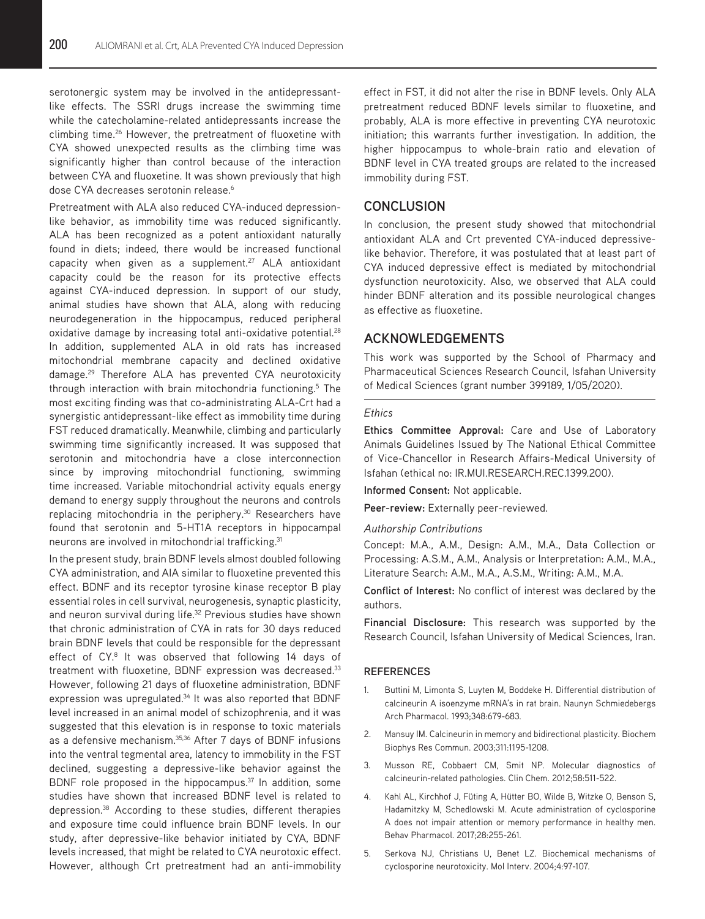serotonergic system may be involved in the antidepressant-like effects. The SSRI drugs increase the swimming time while the catecholamine-related antidepressants increase the climbing time.[26] However, the pretreatment of fluoxetine with CYA showed unexpected results as the climbing time was significantly higher than control because of the interaction between CYA and fluoxetine. It was shown previously that high dose CYA decreases serotonin release.[6]

Pretreatment with ALA also reduced CYA-induced depression-like behavior, as immobility time was reduced significantly. ALA has been recognized as a potent antioxidant naturally found in diets; indeed, there would be increased functional capacity when given as a supplement.[27] ALA antioxidant capacity could be the reason for its protective effects against CYA-induced depression. In support of our study, animal studies have shown that ALA, along with reducing neurodegeneration in the hippocampus, reduced peripheral oxidative damage by increasing total anti-oxidative potential.[28] In addition, supplemented ALA in old rats has increased mitochondrial membrane capacity and declined oxidative damage.[29] Therefore ALA has prevented CYA neurotoxicity through interaction with brain mitochondria functioning.[5] The most exciting finding was that co-administrating ALA-Crt had a synergistic antidepressant-like effect as immobility time during FST reduced dramatically. Meanwhile, climbing and particularly swimming time significantly increased. It was supposed that serotonin and mitochondria have a close interconnection since by improving mitochondrial functioning, swimming time increased. Variable mitochondrial activity equals energy demand to energy supply throughout the neurons and controls replacing mitochondria in the periphery.[30] Researchers have found that serotonin and 5-HT1A receptors in hippocampal neurons are involved in mitochondrial trafficking.[31]

In the present study, brain BDNF levels almost doubled following CYA administration, and AlA similar to fluoxetine prevented this effect. BDNF and its receptor tyrosine kinase receptor B play essential roles in cell survival, neurogenesis, synaptic plasticity, and neuron survival during life.[32] Previous studies have shown that chronic administration of CYA in rats for 30 days reduced brain BDNF levels that could be responsible for the depressant effect of CY.[8] It was observed that following 14 days of treatment with fluoxetine, BDNF expression was decreased.[33] However, following 21 days of fluoxetine administration, BDNF expression was upregulated.[34] It was also reported that BDNF level increased in an animal model of schizophrenia, and it was suggested that this elevation is in response to toxic materials as a defensive mechanism.[35,36] After 7 days of BDNF infusions into the ventral tegmental area, latency to immobility in the FST declined, suggesting a depressive-like behavior against the BDNF role proposed in the hippocampus.[37] In addition, some studies have shown that increased BDNF level is related to depression.[38] According to these studies, different therapies and exposure time could influence brain BDNF levels. In our study, after depressive-like behavior initiated by CYA, BDNF levels increased, that might be related to CYA neurotoxic effect. However, although Crt pretreatment had an anti-immobility effect in FST, it did not alter the rise in BDNF levels. Only ALA pretreatment reduced BDNF levels similar to fluoxetine, and probably, ALA is more effective in preventing CYA neurotoxic initiation; this warrants further investigation. In addition, the higher hippocampus to whole-brain ratio and elevation of BDNF level in CYA treated groups are related to the increased immobility during FST.

## CONCLUSION

In conclusion, the present study showed that mitochondrial antioxidant ALA and Crt prevented CYA-induced depressive-like behavior. Therefore, it was postulated that at least part of CYA induced depressive effect is mediated by mitochondrial dysfunction neurotoxicity. Also, we observed that ALA could hinder BDNF alteration and its possible neurological changes as effective as fluoxetine.

## ACKNOWLEDGEMENTS

This work was supported by the School of Pharmacy and Pharmaceutical Sciences Research Council, Isfahan University of Medical Sciences (grant number 399189, 1/05/2020).

*Ethics*

**Ethics Committee Approval:** Care and Use of Laboratory Animals Guidelines Issued by The National Ethical Committee of Vice-Chancellor in Research Affairs-Medical University of Isfahan (ethical no: IR.MUI.RESEARCH.REC.1399.200).

**Informed Consent:** Not applicable.

**Peer-review:** Externally peer-reviewed.

*Authorship Contributions*

Concept: M.A., A.M., Design: A.M., M.A., Data Collection or Processing: A.S.M., A.M., Analysis or Interpretation: A.M., M.A., Literature Search: A.M., M.A., A.S.M., Writing: A.M., M.A.

**Conflict of Interest:** No conflict of interest was declared by the authors.

**Financial Disclosure:** This research was supported by the Research Council, Isfahan University of Medical Sciences, Iran.

## REFERENCES

1. Buttini M, Limonta S, Luyten M, Boddeke H. Differential distribution of calcineurin A isoenzyme mRNA's in rat brain. Naunyn Schmiedebergs Arch Pharmacol. 1993;348:679-683.
2. Mansuy IM. Calcineurin in memory and bidirectional plasticity. Biochem Biophys Res Commun. 2003;311:1195-1208.
3. Musson RE, Cobbaert CM, Smit NP. Molecular diagnostics of calcineurin-related pathologies. Clin Chem. 2012;58:511-522.
4. Kahl AL, Kirchhof J, Füting A, Hütter BO, Wilde B, Witzke O, Benson S, Hadamitzky M, Schedlowski M. Acute administration of cyclosporine A does not impair attention or memory performance in healthy men. Behav Pharmacol. 2017;28:255-261.
5. Serkova NJ, Christians U, Benet LZ. Biochemical mechanisms of cyclosporine neurotoxicity. Mol Interv. 2004;4:97-107.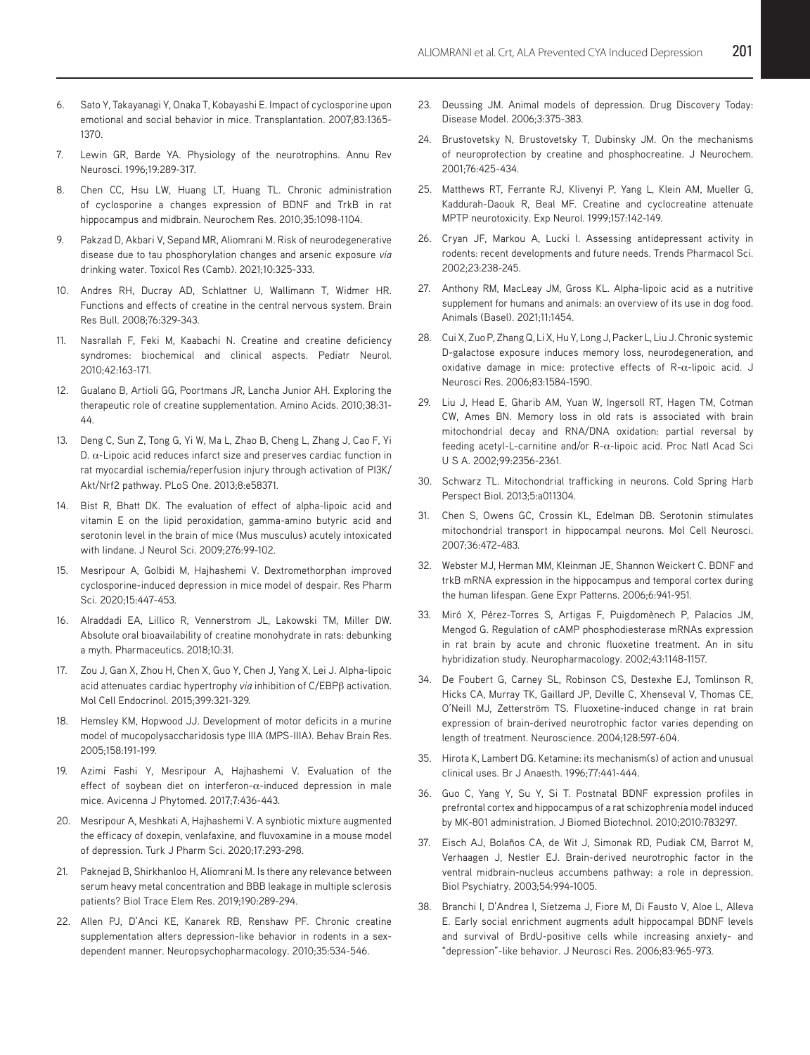6. Sato Y, Takayanagi Y, Onaka T, Kobayashi E. Impact of cyclosporine upon emotional and social behavior in mice. Transplantation. 2007;83:1365-1370.

7. Lewin GR, Barde YA. Physiology of the neurotrophins. Annu Rev Neurosci. 1996;19:289-317.

8. Chen CC, Hsu LW, Huang LT, Huang TL. Chronic administration of cyclosporine a changes expression of BDNF and TrkB in rat hippocampus and midbrain. Neurochem Res. 2010;35:1098-1104.

9. Pakzad D, Akbari V, Sepand MR, Aliomrani M. Risk of neurodegenerative disease due to tau phosphorylation changes and arsenic exposure *via* drinking water. Toxicol Res (Camb). 2021;10:325-333.

10. Andres RH, Ducray AD, Schlattner U, Wallimann T, Widmer HR. Functions and effects of creatine in the central nervous system. Brain Res Bull. 2008;76:329-343.

11. Nasrallah F, Feki M, Kaabachi N. Creatine and creatine deficiency syndromes: biochemical and clinical aspects. Pediatr Neurol. 2010;42:163-171.

12. Gualano B, Artioli GG, Poortmans JR, Lancha Junior AH. Exploring the therapeutic role of creatine supplementation. Amino Acids. 2010;38:31-44.

13. Deng C, Sun Z, Tong G, Yi W, Ma L, Zhao B, Cheng L, Zhang J, Cao F, Yi D. α-Lipoic acid reduces infarct size and preserves cardiac function in rat myocardial ischemia/reperfusion injury through activation of PI3K/Akt/Nrf2 pathway. PLoS One. 2013;8:e58371.

14. Bist R, Bhatt DK. The evaluation of effect of alpha-lipoic acid and vitamin E on the lipid peroxidation, gamma-amino butyric acid and serotonin level in the brain of mice (Mus musculus) acutely intoxicated with lindane. J Neurol Sci. 2009;276:99-102.

15. Mesripour A, Golbidi M, Hajhashemi V. Dextromethorphan improved cyclosporine-induced depression in mice model of despair. Res Pharm Sci. 2020;15:447-453.

16. Alraddadi EA, Lillico R, Vennerstrom JL, Lakowski TM, Miller DW. Absolute oral bioavailability of creatine monohydrate in rats: debunking a myth. Pharmaceutics. 2018;10:31.

17. Zou J, Gan X, Zhou H, Chen X, Guo Y, Chen J, Yang X, Lei J. Alpha-lipoic acid attenuates cardiac hypertrophy *via* inhibition of C/EBPβ activation. Mol Cell Endocrinol. 2015;399:321-329.

18. Hemsley KM, Hopwood JJ. Development of motor deficits in a murine model of mucopolysaccharidosis type IIIA (MPS-IIIA). Behav Brain Res. 2005;158:191-199.

19. Azimi Fashi Y, Mesripour A, Hajhashemi V. Evaluation of the effect of soybean diet on interferon-α-induced depression in male mice. Avicenna J Phytomed. 2017;7:436-443.

20. Mesripour A, Meshkati A, Hajhashemi V. A synbiotic mixture augmented the efficacy of doxepin, venlafaxine, and fluvoxamine in a mouse model of depression. Turk J Pharm Sci. 2020;17:293-298.

21. Paknejad B, Shirkhanloo H, Aliomrani M. Is there any relevance between serum heavy metal concentration and BBB leakage in multiple sclerosis patients? Biol Trace Elem Res. 2019;190:289-294.

22. Allen PJ, D'Anci KE, Kanarek RB, Renshaw PF. Chronic creatine supplementation alters depression-like behavior in rodents in a sex-dependent manner. Neuropsychopharmacology. 2010;35:534-546.

23. Deussing JM. Animal models of depression. Drug Discovery Today: Disease Model. 2006;3:375-383.

24. Brustovetsky N, Brustovetsky T, Dubinsky JM. On the mechanisms of neuroprotection by creatine and phosphocreatine. J Neurochem. 2001;76:425-434.

25. Matthews RT, Ferrante RJ, Klivenyi P, Yang L, Klein AM, Mueller G, Kaddurah-Daouk R, Beal MF. Creatine and cyclocreatine attenuate MPTP neurotoxicity. Exp Neurol. 1999;157:142-149.

26. Cryan JF, Markou A, Lucki I. Assessing antidepressant activity in rodents: recent developments and future needs. Trends Pharmacol Sci. 2002;23:238-245.

27. Anthony RM, MacLeay JM, Gross KL. Alpha-lipoic acid as a nutritive supplement for humans and animals: an overview of its use in dog food. Animals (Basel). 2021;11:1454.

28. Cui X, Zuo P, Zhang Q, Li X, Hu Y, Long J, Packer L, Liu J. Chronic systemic D-galactose exposure induces memory loss, neurodegeneration, and oxidative damage in mice: protective effects of R-α-lipoic acid. J Neurosci Res. 2006;83:1584-1590.

29. Liu J, Head E, Gharib AM, Yuan W, Ingersoll RT, Hagen TM, Cotman CW, Ames BN. Memory loss in old rats is associated with brain mitochondrial decay and RNA/DNA oxidation: partial reversal by feeding acetyl-L-carnitine and/or R-α-lipoic acid. Proc Natl Acad Sci U S A. 2002;99:2356-2361.

30. Schwarz TL. Mitochondrial trafficking in neurons. Cold Spring Harb Perspect Biol. 2013;5:a011304.

31. Chen S, Owens GC, Crossin KL, Edelman DB. Serotonin stimulates mitochondrial transport in hippocampal neurons. Mol Cell Neurosci. 2007;36:472-483.

32. Webster MJ, Herman MM, Kleinman JE, Shannon Weickert C. BDNF and trkB mRNA expression in the hippocampus and temporal cortex during the human lifespan. Gene Expr Patterns. 2006;6:941-951.

33. Miró X, Pérez-Torres S, Artigas F, Puigdomènech P, Palacios JM, Mengod G. Regulation of cAMP phosphodiesterase mRNAs expression in rat brain by acute and chronic fluoxetine treatment. An in situ hybridization study. Neuropharmacology. 2002;43:1148-1157.

34. De Foubert G, Carney SL, Robinson CS, Destexhe EJ, Tomlinson R, Hicks CA, Murray TK, Gaillard JP, Deville C, Xhenseval V, Thomas CE, O'Neill MJ, Zetterström TS. Fluoxetine-induced change in rat brain expression of brain-derived neurotrophic factor varies depending on length of treatment. Neuroscience. 2004;128:597-604.

35. Hirota K, Lambert DG. Ketamine: its mechanism(s) of action and unusual clinical uses. Br J Anaesth. 1996;77:441-444.

36. Guo C, Yang Y, Su Y, Si T. Postnatal BDNF expression profiles in prefrontal cortex and hippocampus of a rat schizophrenia model induced by MK-801 administration. J Biomed Biotechnol. 2010;2010:783297.

37. Eisch AJ, Bolaños CA, de Wit J, Simonak RD, Pudiak CM, Barrot M, Verhaagen J, Nestler EJ. Brain-derived neurotrophic factor in the ventral midbrain-nucleus accumbens pathway: a role in depression. Biol Psychiatry. 2003;54:994-1005.

38. Branchi I, D'Andrea I, Sietzema J, Fiore M, Di Fausto V, Aloe L, Alleva E. Early social enrichment augments adult hippocampal BDNF levels and survival of BrdU-positive cells while increasing anxiety- and "depression"-like behavior. J Neurosci Res. 2006;83:965-973.